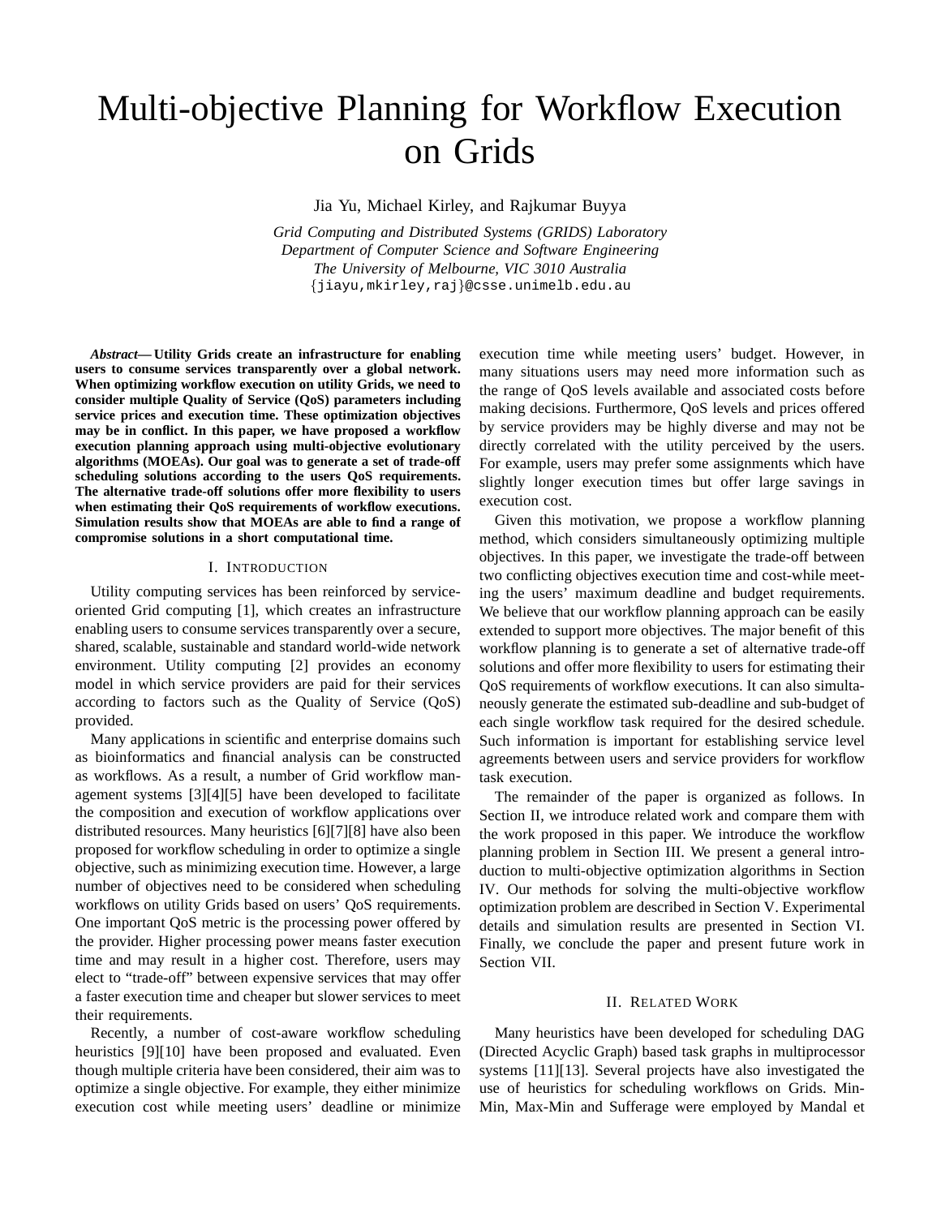# Multi-objective Planning for Workflow Execution on Grids

Jia Yu, Michael Kirley, and Rajkumar Buyya

*Grid Computing and Distributed Systems (GRIDS) Laboratory*
*Department of Computer Science and Software Engineering*
*The University of Melbourne, VIC 3010 Australia*
{jiayu,mkirley,raj}@csse.unimelb.edu.au

***Abstract*— Utility Grids create an infrastructure for enabling users to consume services transparently over a global network. When optimizing workflow execution on utility Grids, we need to consider multiple Quality of Service (QoS) parameters including service prices and execution time. These optimization objectives may be in conflict. In this paper, we have proposed a workflow execution planning approach using multi-objective evolutionary algorithms (MOEAs). Our goal was to generate a set of trade-off scheduling solutions according to the users QoS requirements. The alternative trade-off solutions offer more flexibility to users when estimating their QoS requirements of workflow executions. Simulation results show that MOEAs are able to find a range of compromise solutions in a short computational time.**

## I. Introduction

Utility computing services has been reinforced by service-oriented Grid computing [1], which creates an infrastructure enabling users to consume services transparently over a secure, shared, scalable, sustainable and standard world-wide network environment. Utility computing [2] provides an economy model in which service providers are paid for their services according to factors such as the Quality of Service (QoS) provided.

Many applications in scientific and enterprise domains such as bioinformatics and financial analysis can be constructed as workflows. As a result, a number of Grid workflow management systems [3][4][5] have been developed to facilitate the composition and execution of workflow applications over distributed resources. Many heuristics [6][7][8] have also been proposed for workflow scheduling in order to optimize a single objective, such as minimizing execution time. However, a large number of objectives need to be considered when scheduling workflows on utility Grids based on users' QoS requirements. One important QoS metric is the processing power offered by the provider. Higher processing power means faster execution time and may result in a higher cost. Therefore, users may elect to "trade-off" between expensive services that may offer a faster execution time and cheaper but slower services to meet their requirements.

Recently, a number of cost-aware workflow scheduling heuristics [9][10] have been proposed and evaluated. Even though multiple criteria have been considered, their aim was to optimize a single objective. For example, they either minimize execution cost while meeting users' deadline or minimize execution time while meeting users' budget. However, in many situations users may need more information such as the range of QoS levels available and associated costs before making decisions. Furthermore, QoS levels and prices offered by service providers may be highly diverse and may not be directly correlated with the utility perceived by the users. For example, users may prefer some assignments which have slightly longer execution times but offer large savings in execution cost.

Given this motivation, we propose a workflow planning method, which considers simultaneously optimizing multiple objectives. In this paper, we investigate the trade-off between two conflicting objectives execution time and cost-while meeting the users' maximum deadline and budget requirements. We believe that our workflow planning approach can be easily extended to support more objectives. The major benefit of this workflow planning is to generate a set of alternative trade-off solutions and offer more flexibility to users for estimating their QoS requirements of workflow executions. It can also simultaneously generate the estimated sub-deadline and sub-budget of each single workflow task required for the desired schedule. Such information is important for establishing service level agreements between users and service providers for workflow task execution.

The remainder of the paper is organized as follows. In Section II, we introduce related work and compare them with the work proposed in this paper. We introduce the workflow planning problem in Section III. We present a general introduction to multi-objective optimization algorithms in Section IV. Our methods for solving the multi-objective workflow optimization problem are described in Section V. Experimental details and simulation results are presented in Section VI. Finally, we conclude the paper and present future work in Section VII.

## II. Related Work

Many heuristics have been developed for scheduling DAG (Directed Acyclic Graph) based task graphs in multiprocessor systems [11][13]. Several projects have also investigated the use of heuristics for scheduling workflows on Grids. Min-Min, Max-Min and Sufferage were employed by Mandal et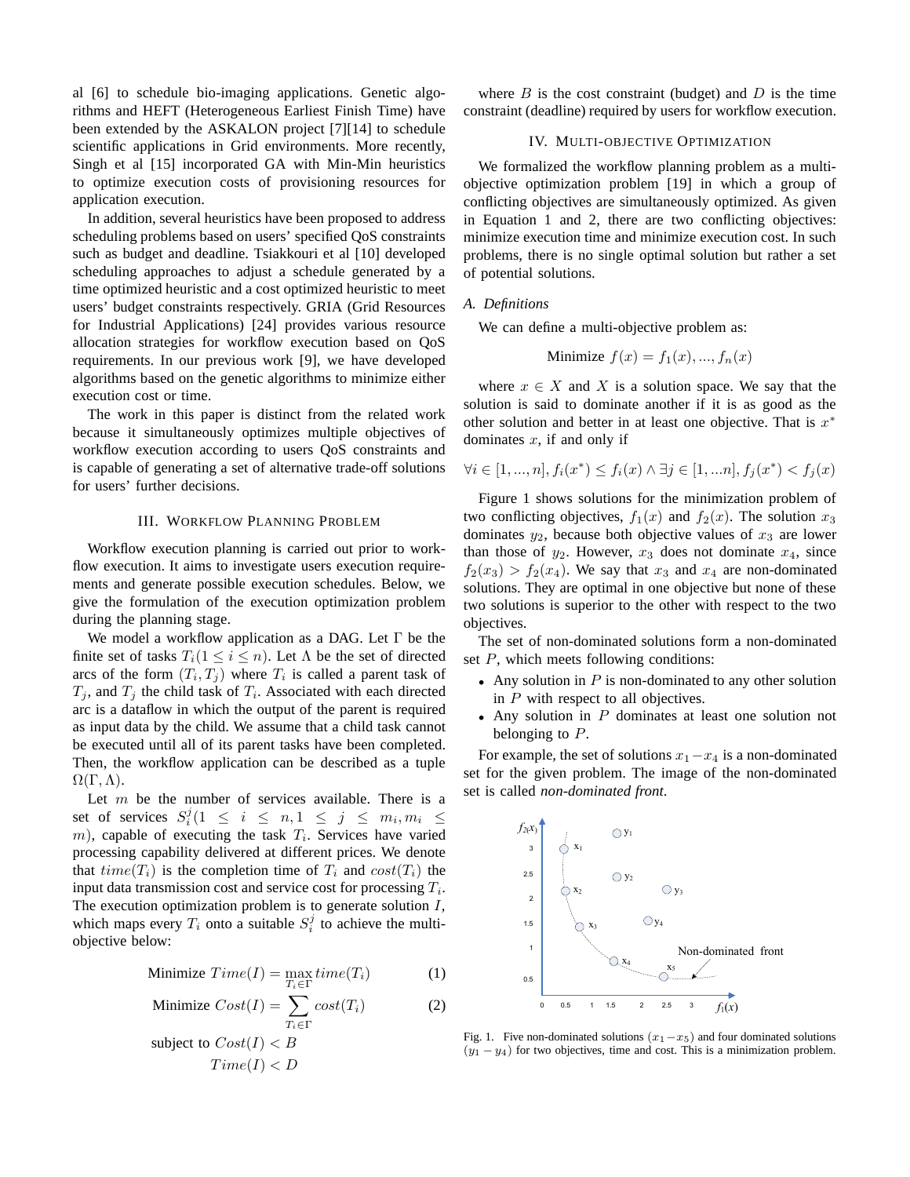al [6] to schedule bio-imaging applications. Genetic algorithms and HEFT (Heterogeneous Earliest Finish Time) have been extended by the ASKALON project [7][14] to schedule scientific applications in Grid environments. More recently, Singh et al [15] incorporated GA with Min-Min heuristics to optimize execution costs of provisioning resources for application execution.

In addition, several heuristics have been proposed to address scheduling problems based on users' specified QoS constraints such as budget and deadline. Tsiakkouri et al [10] developed scheduling approaches to adjust a schedule generated by a time optimized heuristic and a cost optimized heuristic to meet users' budget constraints respectively. GRIA (Grid Resources for Industrial Applications) [24] provides various resource allocation strategies for workflow execution based on QoS requirements. In our previous work [9], we have developed algorithms based on the genetic algorithms to minimize either execution cost or time.

The work in this paper is distinct from the related work because it simultaneously optimizes multiple objectives of workflow execution according to users QoS constraints and is capable of generating a set of alternative trade-off solutions for users' further decisions.

## III. Workflow Planning Problem

Workflow execution planning is carried out prior to workflow execution. It aims to investigate users execution requirements and generate possible execution schedules. Below, we give the formulation of the execution optimization problem during the planning stage.

We model a workflow application as a DAG. Let $\Gamma$ be the finite set of tasks $T_i (1 \leq i \leq n)$. Let $\Lambda$ be the set of directed arcs of the form $(T_i, T_j)$ where $T_i$ is called a parent task of $T_j$, and $T_j$ the child task of $T_i$. Associated with each directed arc is a dataflow in which the output of the parent is required as input data by the child. We assume that a child task cannot be executed until all of its parent tasks have been completed. Then, the workflow application can be described as a tuple $\Omega(\Gamma, \Lambda)$.

Let $m$ be the number of services available. There is a set of services $S_i^j (1 \leq i \leq n, 1 \leq j \leq m_i, m_i \leq m)$, capable of executing the task $T_i$. Services have varied processing capability delivered at different prices. We denote that $time(T_i)$ is the completion time of $T_i$ and $cost(T_i)$ the input data transmission cost and service cost for processing $T_i$. The execution optimization problem is to generate solution $I$, which maps every $T_i$ onto a suitable $S_i^j$ to achieve the multi-objective below:

$$\text{Minimize } Time(I) = \max_{T_i \in \Gamma} time(T_i) \tag{1}$$

$$\text{Minimize } Cost(I) = \sum_{T_i \in \Gamma} cost(T_i) \tag{2}$$

$$\text{subject to } Cost(I) < B$$
$$Time(I) < D$$

where $B$ is the cost constraint (budget) and $D$ is the time constraint (deadline) required by users for workflow execution.

## IV. Multi-objective Optimization

We formalized the workflow planning problem as a multi-objective optimization problem [19] in which a group of conflicting objectives are simultaneously optimized. As given in Equation 1 and 2, there are two conflicting objectives: minimize execution time and minimize execution cost. In such problems, there is no single optimal solution but rather a set of potential solutions.

### A. Definitions

We can define a multi-objective problem as:

$$\text{Minimize } f(x) = f_1(x), ..., f_n(x)$$

where $x \in X$ and $X$ is a solution space. We say that the solution is said to dominate another if it is as good as the other solution and better in at least one objective. That is $x^*$ dominates $x$, if and only if

$$\forall i \in [1, ..., n], f_i(x^*) \leq f_i(x) \wedge \exists j \in [1, ...n], f_j(x^*) < f_j(x)$$

Figure 1 shows solutions for the minimization problem of two conflicting objectives, $f_1(x)$ and $f_2(x)$. The solution $x_3$ dominates $y_2$, because both objective values of $x_3$ are lower than those of $y_2$. However, $x_3$ does not dominate $x_4$, since $f_2(x_3) > f_2(x_4)$. We say that $x_3$ and $x_4$ are non-dominated solutions. They are optimal in one objective but none of these two solutions is superior to the other with respect to the two objectives.

The set of non-dominated solutions form a non-dominated set $P$, which meets following conditions:

- Any solution in $P$ is non-dominated to any other solution in $P$ with respect to all objectives.
- Any solution in $P$ dominates at least one solution not belonging to $P$.

For example, the set of solutions $x_1 - x_4$ is a non-dominated set for the given problem. The image of the non-dominated set is called *non-dominated front*.

Fig. 1. Five non-dominated solutions $(x_1 - x_5)$ and four dominated solutions $(y_1 - y_4)$ for two objectives, time and cost. This is a minimization problem.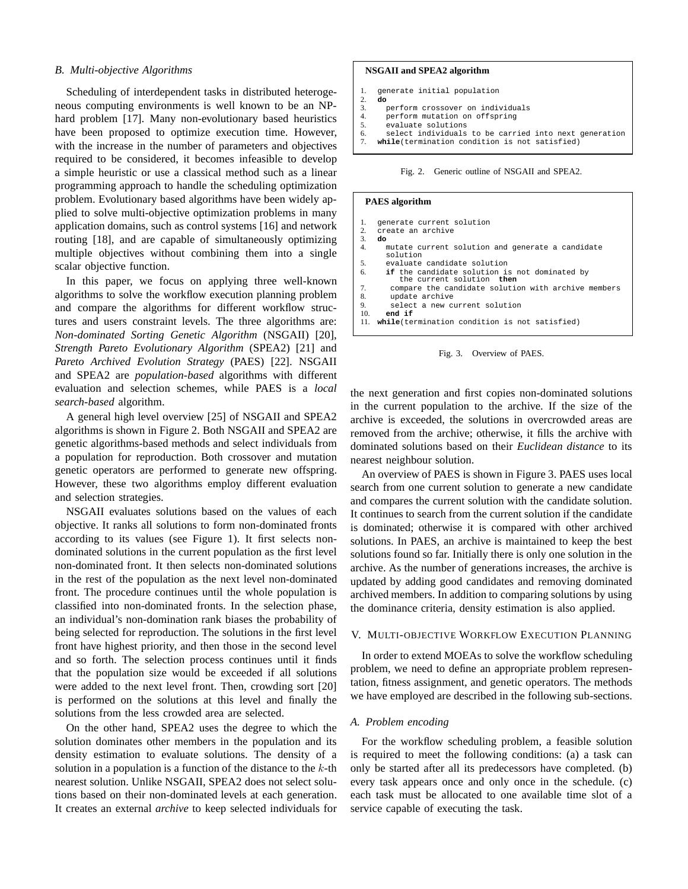### B. Multi-objective Algorithms

Scheduling of interdependent tasks in distributed heterogeneous computing environments is well known to be an NP-hard problem [17]. Many non-evolutionary based heuristics have been proposed to optimize execution time. However, with the increase in the number of parameters and objectives required to be considered, it becomes infeasible to develop a simple heuristic or use a classical method such as a linear programming approach to handle the scheduling optimization problem. Evolutionary based algorithms have been widely applied to solve multi-objective optimization problems in many application domains, such as control systems [16] and network routing [18], and are capable of simultaneously optimizing multiple objectives without combining them into a single scalar objective function.

In this paper, we focus on applying three well-known algorithms to solve the workflow execution planning problem and compare the algorithms for different workflow structures and users constraint levels. The three algorithms are: *Non-dominated Sorting Genetic Algorithm* (NSGAII) [20], *Strength Pareto Evolutionary Algorithm* (SPEA2) [21] and *Pareto Archived Evolution Strategy* (PAES) [22]. NSGAII and SPEA2 are *population-based* algorithms with different evaluation and selection schemes, while PAES is a *local search-based* algorithm.

A general high level overview [25] of NSGAII and SPEA2 algorithms is shown in Figure 2. Both NSGAII and SPEA2 are genetic algorithms-based methods and select individuals from a population for reproduction. Both crossover and mutation genetic operators are performed to generate new offspring. However, these two algorithms employ different evaluation and selection strategies.

NSGAII evaluates solutions based on the values of each objective. It ranks all solutions to form non-dominated fronts according to its values (see Figure 1). It first selects non-dominated solutions in the current population as the first level non-dominated front. It then selects non-dominated solutions in the rest of the population as the next level non-dominated front. The procedure continues until the whole population is classified into non-dominated fronts. In the selection phase, an individual's non-domination rank biases the probability of being selected for reproduction. The solutions in the first level front have highest priority, and then those in the second level and so forth. The selection process continues until it finds that the population size would be exceeded if all solutions were added to the next level front. Then, crowding sort [20] is performed on the solutions at this level and finally the solutions from the less crowded area are selected.

On the other hand, SPEA2 uses the degree to which the solution dominates other members in the population and its density estimation to evaluate solutions. The density of a solution in a population is a function of the distance to the $k$-th nearest solution. Unlike NSGAII, SPEA2 does not select solutions based on their non-dominated levels at each generation. It creates an external *archive* to keep selected individuals for the next generation and first copies non-dominated solutions in the current population to the archive. If the size of the archive is exceeded, the solutions in overcrowded areas are removed from the archive; otherwise, it fills the archive with dominated solutions based on their *Euclidean distance* to its nearest neighbour solution.

**NSGAII and SPEA2 algorithm**

```
1.  generate initial population
2.  do
3.    perform crossover on individuals
4.    perform mutation on offspring
5.    evaluate solutions
6.    select individuals to be carried into next generation
7.  while(termination condition is not satisfied)
```

Fig. 2. Generic outline of NSGAII and SPEA2.

**PAES algorithm**

```
1.  generate current solution
2.  create an archive
3.  do
4.    mutate current solution and generate a candidate
      solution
5.    evaluate candidate solution
6.    if the candidate solution is not dominated by
          the current solution  then
7.     compare the candidate solution with archive members
8.     update archive
9.     select a new current solution
10.   end if
11. while(termination condition is not satisfied)
```

Fig. 3. Overview of PAES.

An overview of PAES is shown in Figure 3. PAES uses local search from one current solution to generate a new candidate and compares the current solution with the candidate solution. It continues to search from the current solution if the candidate is dominated; otherwise it is compared with other archived solutions. In PAES, an archive is maintained to keep the best solutions found so far. Initially there is only one solution in the archive. As the number of generations increases, the archive is updated by adding good candidates and removing dominated archived members. In addition to comparing solutions by using the dominance criteria, density estimation is also applied.

## V. Multi-objective Workflow Execution Planning

In order to extend MOEAs to solve the workflow scheduling problem, we need to define an appropriate problem representation, fitness assignment, and genetic operators. The methods we have employed are described in the following sub-sections.

### A. Problem encoding

For the workflow scheduling problem, a feasible solution is required to meet the following conditions: (a) a task can only be started after all its predecessors have completed. (b) every task appears once and only once in the schedule. (c) each task must be allocated to one available time slot of a service capable of executing the task.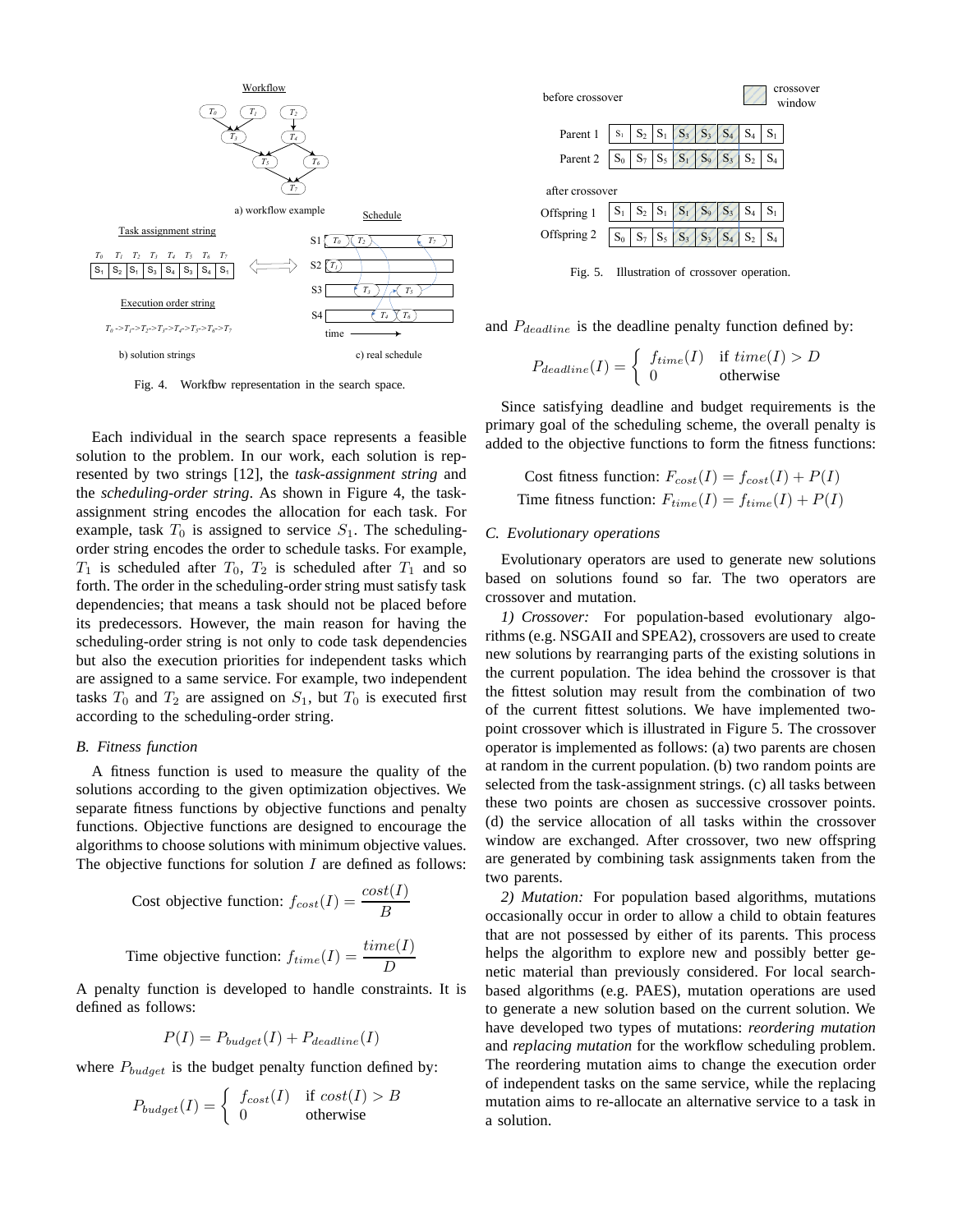Fig. 4. Workflow representation in the search space.

Each individual in the search space represents a feasible solution to the problem. In our work, each solution is represented by two strings [12], the *task-assignment string* and the *scheduling-order string*. As shown in Figure 4, the task-assignment string encodes the allocation for each task. For example, task $T_0$ is assigned to service $S_1$. The scheduling-order string encodes the order to schedule tasks. For example, $T_1$ is scheduled after $T_0$, $T_2$ is scheduled after $T_1$ and so forth. The order in the scheduling-order string must satisfy task dependencies; that means a task should not be placed before its predecessors. However, the main reason for having the scheduling-order string is not only to code task dependencies but also the execution priorities for independent tasks which are assigned to a same service. For example, two independent tasks $T_0$ and $T_2$ are assigned on $S_1$, but $T_0$ is executed first according to the scheduling-order string.

### B. Fitness function

A fitness function is used to measure the quality of the solutions according to the given optimization objectives. We separate fitness functions by objective functions and penalty functions. Objective functions are designed to encourage the algorithms to choose solutions with minimum objective values. The objective functions for solution $I$ are defined as follows:

$$\text{Cost objective function: } f_{cost}(I) = \frac{cost(I)}{B}$$

$$\text{Time objective function: } f_{time}(I) = \frac{time(I)}{D}$$

A penalty function is developed to handle constraints. It is defined as follows:

$$P(I) = P_{budget}(I) + P_{deadline}(I)$$

where $P_{budget}$ is the budget penalty function defined by:

$$P_{budget}(I) = \begin{cases} f_{cost}(I) & \text{if } cost(I) > B \\ 0 & \text{otherwise} \end{cases}$$

Fig. 5. Illustration of crossover operation.

and $P_{deadline}$ is the deadline penalty function defined by:

$$P_{deadline}(I) = \begin{cases} f_{time}(I) & \text{if } time(I) > D \\ 0 & \text{otherwise} \end{cases}$$

Since satisfying deadline and budget requirements is the primary goal of the scheduling scheme, the overall penalty is added to the objective functions to form the fitness functions:

$$\text{Cost fitness function: } F_{cost}(I) = f_{cost}(I) + P(I)$$
$$\text{Time fitness function: } F_{time}(I) = f_{time}(I) + P(I)$$

### C. Evolutionary operations

Evolutionary operators are used to generate new solutions based on solutions found so far. The two operators are crossover and mutation.

*1) Crossover:* For population-based evolutionary algorithms (e.g. NSGAII and SPEA2), crossovers are used to create new solutions by rearranging parts of the existing solutions in the current population. The idea behind the crossover is that the fittest solution may result from the combination of two of the current fittest solutions. We have implemented two-point crossover which is illustrated in Figure 5. The crossover operator is implemented as follows: (a) two parents are chosen at random in the current population. (b) two random points are selected from the task-assignment strings. (c) all tasks between these two points are chosen as successive crossover points. (d) the service allocation of all tasks within the crossover window are exchanged. After crossover, two new offspring are generated by combining task assignments taken from the two parents.

*2) Mutation:* For population based algorithms, mutations occasionally occur in order to allow a child to obtain features that are not possessed by either of its parents. This process helps the algorithm to explore new and possibly better genetic material than previously considered. For local search-based algorithms (e.g. PAES), mutation operations are used to generate a new solution based on the current solution. We have developed two types of mutations: *reordering mutation* and *replacing mutation* for the workflow scheduling problem. The reordering mutation aims to change the execution order of independent tasks on the same service, while the replacing mutation aims to re-allocate an alternative service to a task in a solution.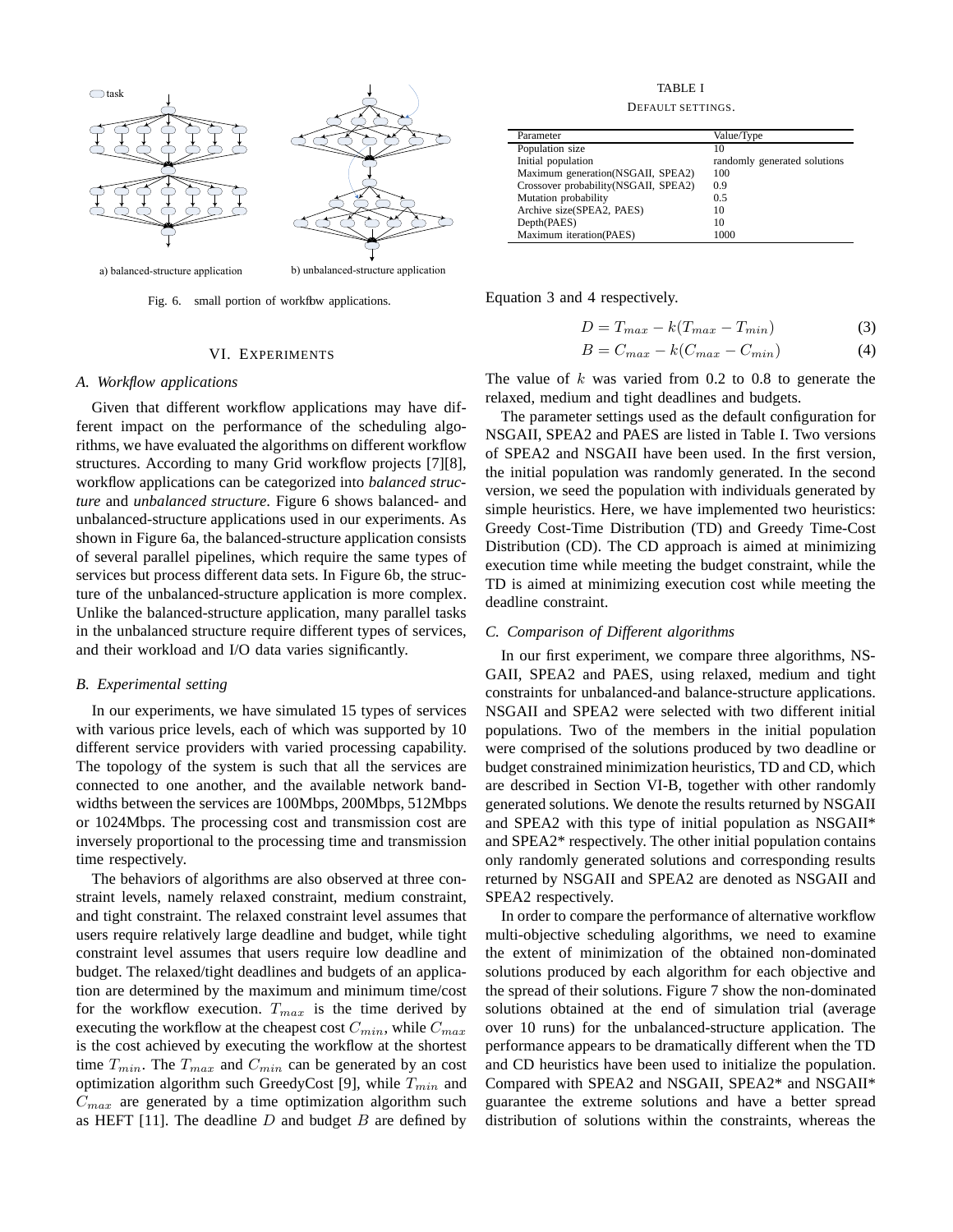Fig. 6. small portion of workflow applications.

TABLE I

DEFAULT SETTINGS.

| Parameter | Value/Type |
|---|---|
| Population size | 10 |
| Initial population | randomly generated solutions |
| Maximum generation(NSGAII, SPEA2) | 100 |
| Crossover probability(NSGAII, SPEA2) | 0.9 |
| Mutation probability | 0.5 |
| Archive size(SPEA2, PAES) | 10 |
| Depth(PAES) | 10 |
| Maximum iteration(PAES) | 1000 |

## VI. EXPERIMENTS

### A. Workflow applications

Given that different workflow applications may have different impact on the performance of the scheduling algorithms, we have evaluated the algorithms on different workflow structures. According to many Grid workflow projects [7][8], workflow applications can be categorized into *balanced structure* and *unbalanced structure*. Figure 6 shows balanced- and unbalanced-structure applications used in our experiments. As shown in Figure 6a, the balanced-structure application consists of several parallel pipelines, which require the same types of services but process different data sets. In Figure 6b, the structure of the unbalanced-structure application is more complex. Unlike the balanced-structure application, many parallel tasks in the unbalanced structure require different types of services, and their workload and I/O data varies significantly.

### B. Experimental setting

In our experiments, we have simulated 15 types of services with various price levels, each of which was supported by 10 different service providers with varied processing capability. The topology of the system is such that all the services are connected to one another, and the available network bandwidths between the services are 100Mbps, 200Mbps, 512Mbps or 1024Mbps. The processing cost and transmission cost are inversely proportional to the processing time and transmission time respectively.

The behaviors of algorithms are also observed at three constraint levels, namely relaxed constraint, medium constraint, and tight constraint. The relaxed constraint level assumes that users require relatively large deadline and budget, while tight constraint level assumes that users require low deadline and budget. The relaxed/tight deadlines and budgets of an application are determined by the maximum and minimum time/cost for the workflow execution. $T_{max}$ is the time derived by executing the workflow at the cheapest cost $C_{min}$, while $C_{max}$ is the cost achieved by executing the workflow at the shortest time $T_{min}$. The $T_{max}$ and $C_{min}$ can be generated by an cost optimization algorithm such GreedyCost [9], while $T_{min}$ and $C_{max}$ are generated by a time optimization algorithm such as HEFT [11]. The deadline $D$ and budget $B$ are defined by Equation 3 and 4 respectively.

$$D = T_{max} - k(T_{max} - T_{min}) \tag{3}$$

$$B = C_{max} - k(C_{max} - C_{min}) \tag{4}$$

The value of $k$ was varied from 0.2 to 0.8 to generate the relaxed, medium and tight deadlines and budgets.

The parameter settings used as the default configuration for NSGAII, SPEA2 and PAES are listed in Table I. Two versions of SPEA2 and NSGAII have been used. In the first version, the initial population was randomly generated. In the second version, we seed the population with individuals generated by simple heuristics. Here, we have implemented two heuristics: Greedy Cost-Time Distribution (TD) and Greedy Time-Cost Distribution (CD). The CD approach is aimed at minimizing execution time while meeting the budget constraint, while the TD is aimed at minimizing execution cost while meeting the deadline constraint.

### C. Comparison of Different algorithms

In our first experiment, we compare three algorithms, NSGAII, SPEA2 and PAES, using relaxed, medium and tight constraints for unbalanced-and balance-structure applications. NSGAII and SPEA2 were selected with two different initial populations. Two of the members in the initial population were comprised of the solutions produced by two deadline or budget constrained minimization heuristics, TD and CD, which are described in Section VI-B, together with other randomly generated solutions. We denote the results returned by NSGAII and SPEA2 with this type of initial population as NSGAII* and SPEA2* respectively. The other initial population contains only randomly generated solutions and corresponding results returned by NSGAII and SPEA2 are denoted as NSGAII and SPEA2 respectively.

In order to compare the performance of alternative workflow multi-objective scheduling algorithms, we need to examine the extent of minimization of the obtained non-dominated solutions produced by each algorithm for each objective and the spread of their solutions. Figure 7 show the non-dominated solutions obtained at the end of simulation trial (average over 10 runs) for the unbalanced-structure application. The performance appears to be dramatically different when the TD and CD heuristics have been used to initialize the population. Compared with SPEA2 and NSGAII, SPEA2* and NSGAII* guarantee the extreme solutions and have a better spread distribution of solutions within the constraints, whereas the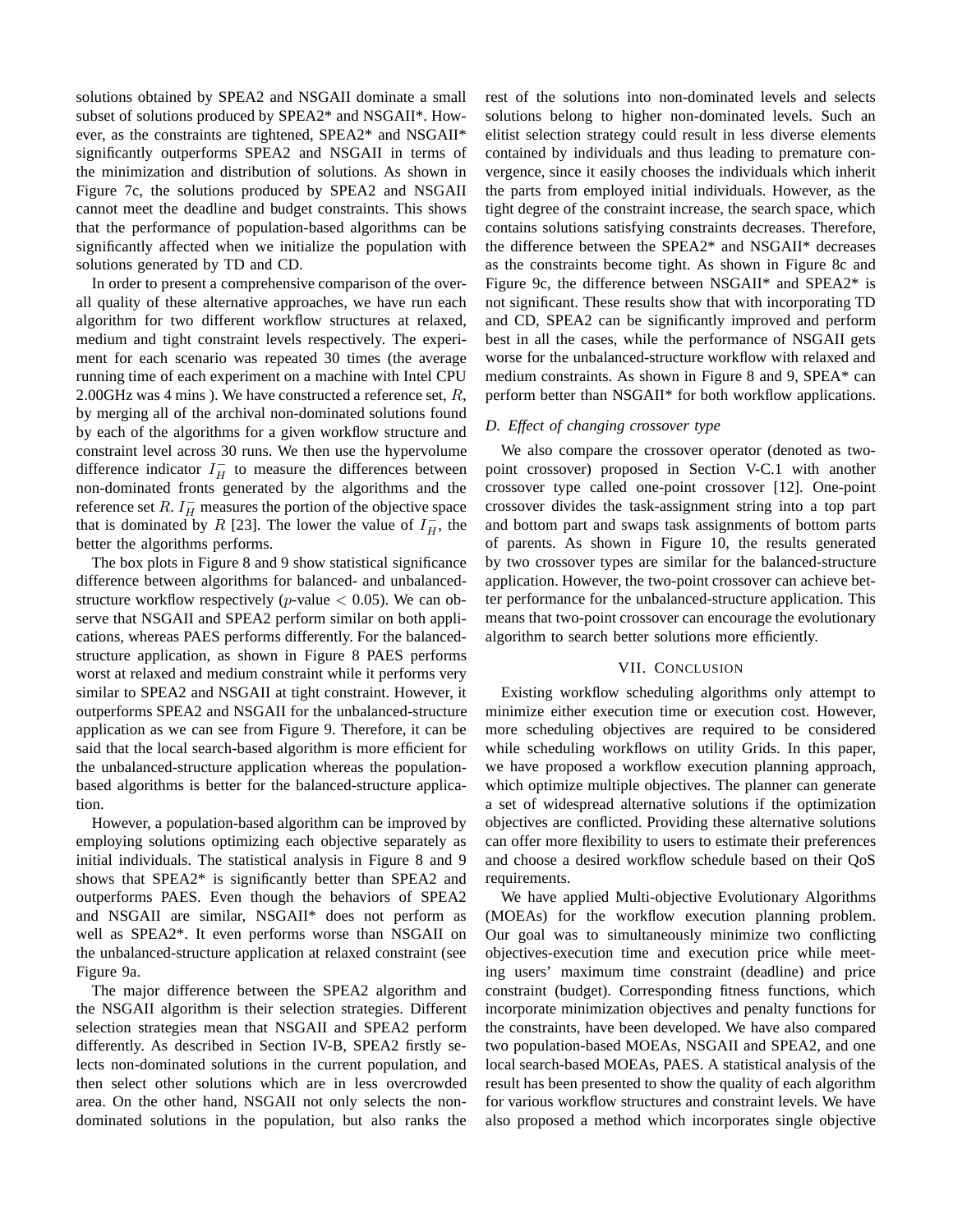solutions obtained by SPEA2 and NSGAII dominate a small subset of solutions produced by SPEA2* and NSGAII*. However, as the constraints are tightened, SPEA2* and NSGAII* significantly outperforms SPEA2 and NSGAII in terms of the minimization and distribution of solutions. As shown in Figure 7c, the solutions produced by SPEA2 and NSGAII cannot meet the deadline and budget constraints. This shows that the performance of population-based algorithms can be significantly affected when we initialize the population with solutions generated by TD and CD.

In order to present a comprehensive comparison of the overall quality of these alternative approaches, we have run each algorithm for two different workflow structures at relaxed, medium and tight constraint levels respectively. The experiment for each scenario was repeated 30 times (the average running time of each experiment on a machine with Intel CPU 2.00GHz was 4 mins ). We have constructed a reference set, $R$, by merging all of the archival non-dominated solutions found by each of the algorithms for a given workflow structure and constraint level across 30 runs. We then use the hypervolume difference indicator $I_H^-$ to measure the differences between non-dominated fronts generated by the algorithms and the reference set $R$. $I_H^-$ measures the portion of the objective space that is dominated by $R$ [23]. The lower the value of $I_H^-$, the better the algorithms performs.

The box plots in Figure 8 and 9 show statistical significance difference between algorithms for balanced- and unbalanced-structure workflow respectively ($p$-value $< 0.05$). We can observe that NSGAII and SPEA2 perform similar on both applications, whereas PAES performs differently. For the balanced-structure application, as shown in Figure 8 PAES performs worst at relaxed and medium constraint while it performs very similar to SPEA2 and NSGAII at tight constraint. However, it outperforms SPEA2 and NSGAII for the unbalanced-structure application as we can see from Figure 9. Therefore, it can be said that the local search-based algorithm is more efficient for the unbalanced-structure application whereas the population-based algorithms is better for the balanced-structure application.

However, a population-based algorithm can be improved by employing solutions optimizing each objective separately as initial individuals. The statistical analysis in Figure 8 and 9 shows that SPEA2* is significantly better than SPEA2 and outperforms PAES. Even though the behaviors of SPEA2 and NSGAII are similar, NSGAII* does not perform as well as SPEA2*. It even performs worse than NSGAII on the unbalanced-structure application at relaxed constraint (see Figure 9a.

The major difference between the SPEA2 algorithm and the NSGAII algorithm is their selection strategies. Different selection strategies mean that NSGAII and SPEA2 perform differently. As described in Section IV-B, SPEA2 firstly selects non-dominated solutions in the current population, and then select other solutions which are in less overcrowded area. On the other hand, NSGAII not only selects the non-dominated solutions in the population, but also ranks the rest of the solutions into non-dominated levels and selects solutions belong to higher non-dominated levels. Such an elitist selection strategy could result in less diverse elements contained by individuals and thus leading to premature convergence, since it easily chooses the individuals which inherit the parts from employed initial individuals. However, as the tight degree of the constraint increase, the search space, which contains solutions satisfying constraints decreases. Therefore, the difference between the SPEA2* and NSGAII* decreases as the constraints become tight. As shown in Figure 8c and Figure 9c, the difference between NSGAII* and SPEA2* is not significant. These results show that with incorporating TD and CD, SPEA2 can be significantly improved and perform best in all the cases, while the performance of NSGAII gets worse for the unbalanced-structure workflow with relaxed and medium constraints. As shown in Figure 8 and 9, SPEA* can perform better than NSGAII* for both workflow applications.

### D. Effect of changing crossover type

We also compare the crossover operator (denoted as two-point crossover) proposed in Section V-C.1 with another crossover type called one-point crossover [12]. One-point crossover divides the task-assignment string into a top part and bottom part and swaps task assignments of bottom parts of parents. As shown in Figure 10, the results generated by two crossover types are similar for the balanced-structure application. However, the two-point crossover can achieve better performance for the unbalanced-structure application. This means that two-point crossover can encourage the evolutionary algorithm to search better solutions more efficiently.

## VII. Conclusion

Existing workflow scheduling algorithms only attempt to minimize either execution time or execution cost. However, more scheduling objectives are required to be considered while scheduling workflows on utility Grids. In this paper, we have proposed a workflow execution planning approach, which optimize multiple objectives. The planner can generate a set of widespread alternative solutions if the optimization objectives are conflicted. Providing these alternative solutions can offer more flexibility to users to estimate their preferences and choose a desired workflow schedule based on their QoS requirements.

We have applied Multi-objective Evolutionary Algorithms (MOEAs) for the workflow execution planning problem. Our goal was to simultaneously minimize two conflicting objectives-execution time and execution price while meeting users' maximum time constraint (deadline) and price constraint (budget). Corresponding fitness functions, which incorporate minimization objectives and penalty functions for the constraints, have been developed. We have also compared two population-based MOEAs, NSGAII and SPEA2, and one local search-based MOEAs, PAES. A statistical analysis of the result has been presented to show the quality of each algorithm for various workflow structures and constraint levels. We have also proposed a method which incorporates single objective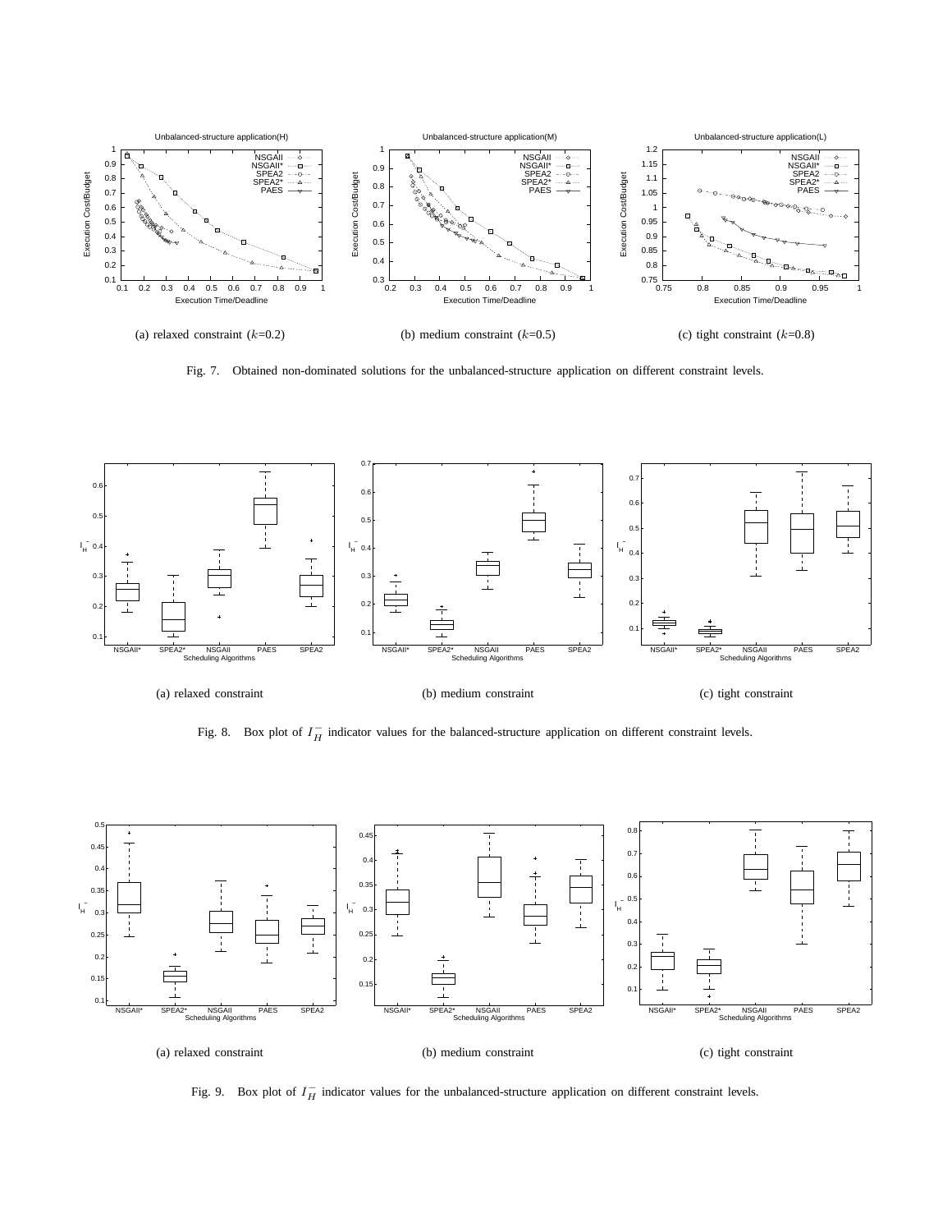(a) relaxed constraint ($k$=0.2)

(b) medium constraint ($k$=0.5)

(c) tight constraint ($k$=0.8)

Fig. 7. Obtained non-dominated solutions for the unbalanced-structure application on different constraint levels.

(a) relaxed constraint

(b) medium constraint

(c) tight constraint

Fig. 8. Box plot of $I_H^-$ indicator values for the balanced-structure application on different constraint levels.

(a) relaxed constraint

(b) medium constraint

(c) tight constraint

Fig. 9. Box plot of $I_H^-$ indicator values for the unbalanced-structure application on different constraint levels.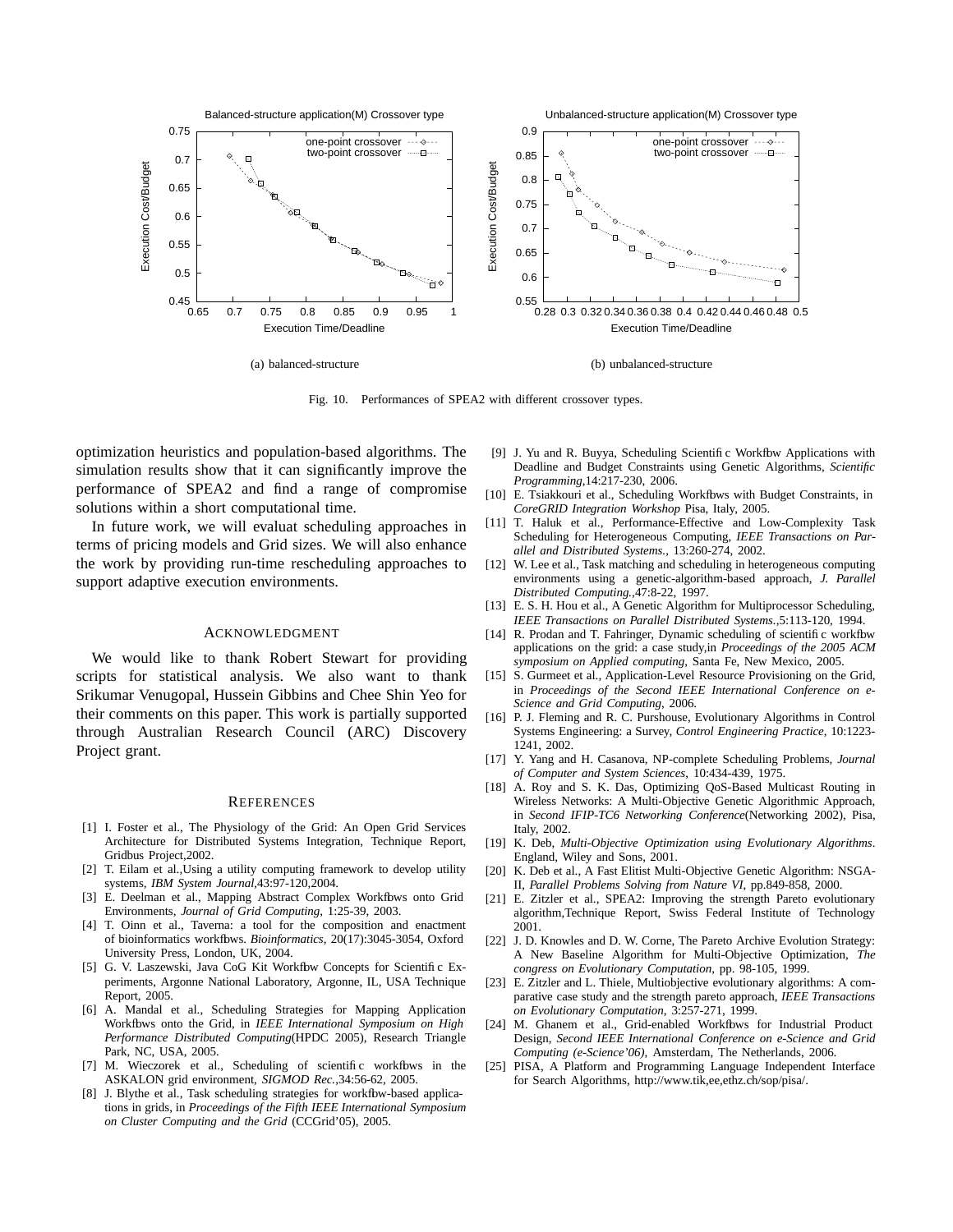Balanced-structure application(M) Crossover type

0.75
0.7
0.65
0.6
0.55
0.5
0.45

0.65 0.7 0.75 0.8 0.85 0.9 0.95 1

Execution Cost/Budget

Execution Time/Deadline

one-point crossover
two-point crossover

(a) balanced-structure

Unbalanced-structure application(M) Crossover type

0.9
0.85
0.8
0.75
0.7
0.65
0.6
0.55

0.28 0.3 0.32 0.34 0.36 0.38 0.4 0.42 0.44 0.46 0.48 0.5

Execution Cost/Budget

Execution Time/Deadline

one-point crossover
two-point crossover

(b) unbalanced-structure

Fig. 10. Performances of SPEA2 with different crossover types.

optimization heuristics and population-based algorithms. The simulation results show that it can significantly improve the performance of SPEA2 and find a range of compromise solutions within a short computational time.

In future work, we will evaluat scheduling approaches in terms of pricing models and Grid sizes. We will also enhance the work by providing run-time rescheduling approaches to support adaptive execution environments.

## Acknowledgment

We would like to thank Robert Stewart for providing scripts for statistical analysis. We also want to thank Srikumar Venugopal, Hussein Gibbins and Chee Shin Yeo for their comments on this paper. This work is partially supported through Australian Research Council (ARC) Discovery Project grant.

## References

[1] I. Foster et al., The Physiology of the Grid: An Open Grid Services Architecture for Distributed Systems Integration, Technique Report, Gridbus Project,2002.

[2] T. Eilam et al.,Using a utility computing framework to develop utility systems, *IBM System Journal*,43:97-120,2004.

[3] E. Deelman et al., Mapping Abstract Complex Workflows onto Grid Environments, *Journal of Grid Computing*, 1:25-39, 2003.

[4] T. Oinn et al., Taverna: a tool for the composition and enactment of bioinformatics workflows. *Bioinformatics*, 20(17):3045-3054, Oxford University Press, London, UK, 2004.

[5] G. V. Laszewski, Java CoG Kit Workflow Concepts for Scientific Experiments, Argonne National Laboratory, Argonne, IL, USA Technique Report, 2005.

[6] A. Mandal et al., Scheduling Strategies for Mapping Application Workflows onto the Grid, in *IEEE International Symposium on High Performance Distributed Computing*(HPDC 2005), Research Triangle Park, NC, USA, 2005.

[7] M. Wieczorek et al., Scheduling of scientific workflows in the ASKALON grid environment, *SIGMOD Rec.*,34:56-62, 2005.

[8] J. Blythe et al., Task scheduling strategies for workflow-based applications in grids, in *Proceedings of the Fifth IEEE International Symposium on Cluster Computing and the Grid* (CCGrid'05), 2005.

[9] J. Yu and R. Buyya, Scheduling Scientific Workflow Applications with Deadline and Budget Constraints using Genetic Algorithms, *Scientific Programming*,14:217-230, 2006.

[10] E. Tsiakkouri et al., Scheduling Workflows with Budget Constraints, in *CoreGRID Integration Workshop* Pisa, Italy, 2005.

[11] T. Haluk et al., Performance-Effective and Low-Complexity Task Scheduling for Heterogeneous Computing, *IEEE Transactions on Parallel and Distributed Systems.*, 13:260-274, 2002.

[12] W. Lee et al., Task matching and scheduling in heterogeneous computing environments using a genetic-algorithm-based approach, *J. Parallel Distributed Computing.*,47:8-22, 1997.

[13] E. S. H. Hou et al., A Genetic Algorithm for Multiprocessor Scheduling, *IEEE Transactions on Parallel Distributed Systems.*,5:113-120, 1994.

[14] R. Prodan and T. Fahringer, Dynamic scheduling of scientific workflow applications on the grid: a case study,in *Proceedings of the 2005 ACM symposium on Applied computing*, Santa Fe, New Mexico, 2005.

[15] S. Gurmeet et al., Application-Level Resource Provisioning on the Grid, in *Proceedings of the Second IEEE International Conference on e-Science and Grid Computing*, 2006.

[16] P. J. Fleming and R. C. Purshouse, Evolutionary Algorithms in Control Systems Engineering: a Survey, *Control Engineering Practice*, 10:1223-1241, 2002.

[17] Y. Yang and H. Casanova, NP-complete Scheduling Problems, *Journal of Computer and System Sciences*, 10:434-439, 1975.

[18] A. Roy and S. K. Das, Optimizing QoS-Based Multicast Routing in Wireless Networks: A Multi-Objective Genetic Algorithmic Approach, in *Second IFIP-TC6 Networking Conference*(Networking 2002), Pisa, Italy, 2002.

[19] K. Deb, *Multi-Objective Optimization using Evolutionary Algorithms*. England, Wiley and Sons, 2001.

[20] K. Deb et al., A Fast Elitist Multi-Objective Genetic Algorithm: NSGA-II, *Parallel Problems Solving from Nature VI*, pp.849-858, 2000.

[21] E. Zitzler et al., SPEA2: Improving the strength Pareto evolutionary algorithm,Technique Report, Swiss Federal Institute of Technology 2001.

[22] J. D. Knowles and D. W. Corne, The Pareto Archive Evolution Strategy: A New Baseline Algorithm for Multi-Objective Optimization, *The congress on Evolutionary Computation*, pp. 98-105, 1999.

[23] E. Zitzler and L. Thiele, Multiobjective evolutionary algorithms: A comparative case study and the strength pareto approach, *IEEE Transactions on Evolutionary Computation*, 3:257-271, 1999.

[24] M. Ghanem et al., Grid-enabled Workflows for Industrial Product Design, *Second IEEE International Conference on e-Science and Grid Computing (e-Science'06)*, Amsterdam, The Netherlands, 2006.

[25] PISA, A Platform and Programming Language Independent Interface for Search Algorithms, http://www.tik,ee,ethz.ch/sop/pisa/.